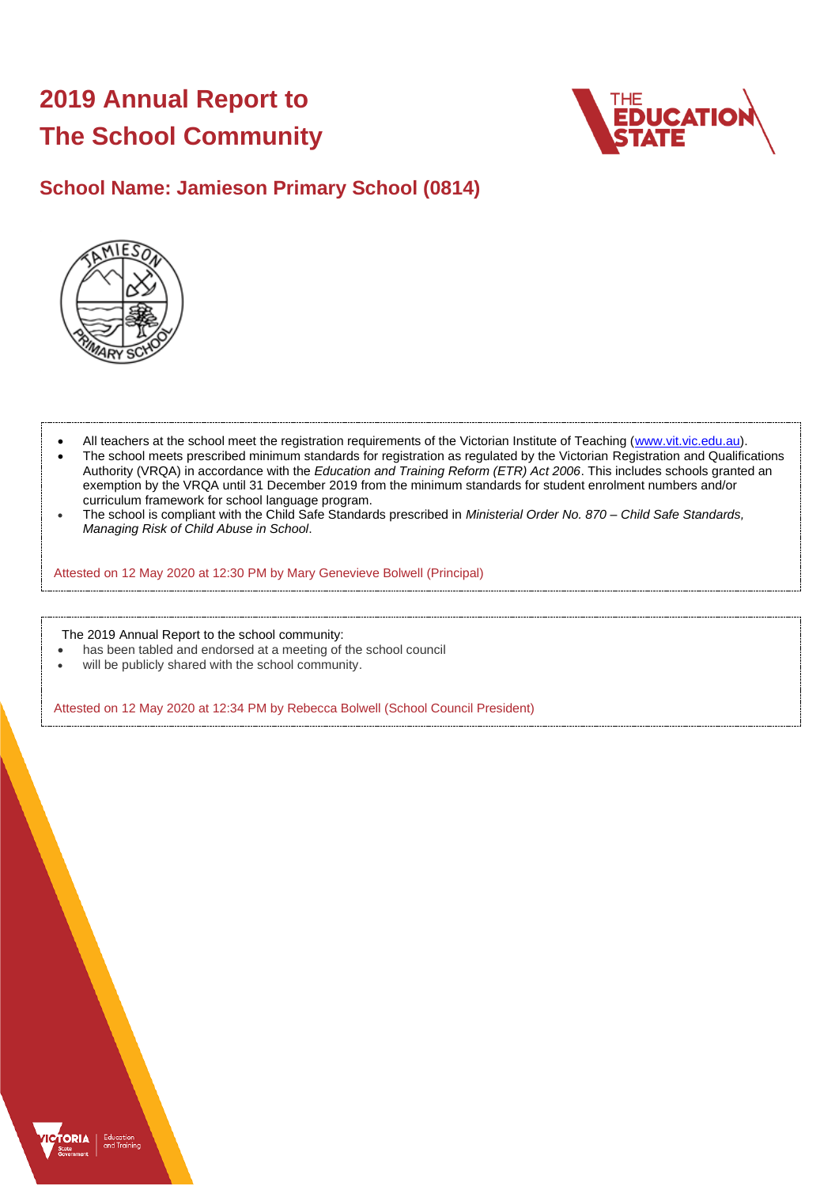# 2019 Annual Report to The School Community

## School Name: Jamieson Primary School (0814)

- All teachers at the school meet the registration requirements of the Victorian Institute of Teaching (www.vit.vic.edu.au).
- The school meets prescribed minimum standards for registration as regulated by the Victorian Registration and Qualifications Authority (VRQA) in accordance with the *Education and Training Reform (ETR) Act 2006*. This includes schools granted an exemption by the VRQA until 31 December 2019 from the minimum standards for student enrolment numbers and/or curriculum framework for school language program.
- The school is compliant with the Child Safe Standards prescribed in *Ministerial Order No. 870 – Child Safe Standards, Managing Risk of Child Abuse in School*.

Attested on 12 May 2020 at 12:30 PM by Mary Genevieve Bolwell (Principal)

The 2019 Annual Report to the school community:

- has been tabled and endorsed at a meeting of the school council
- will be publicly shared with the school community.

Attested on 12 May 2020 at 12:34 PM by Rebecca Bolwell (School Council President)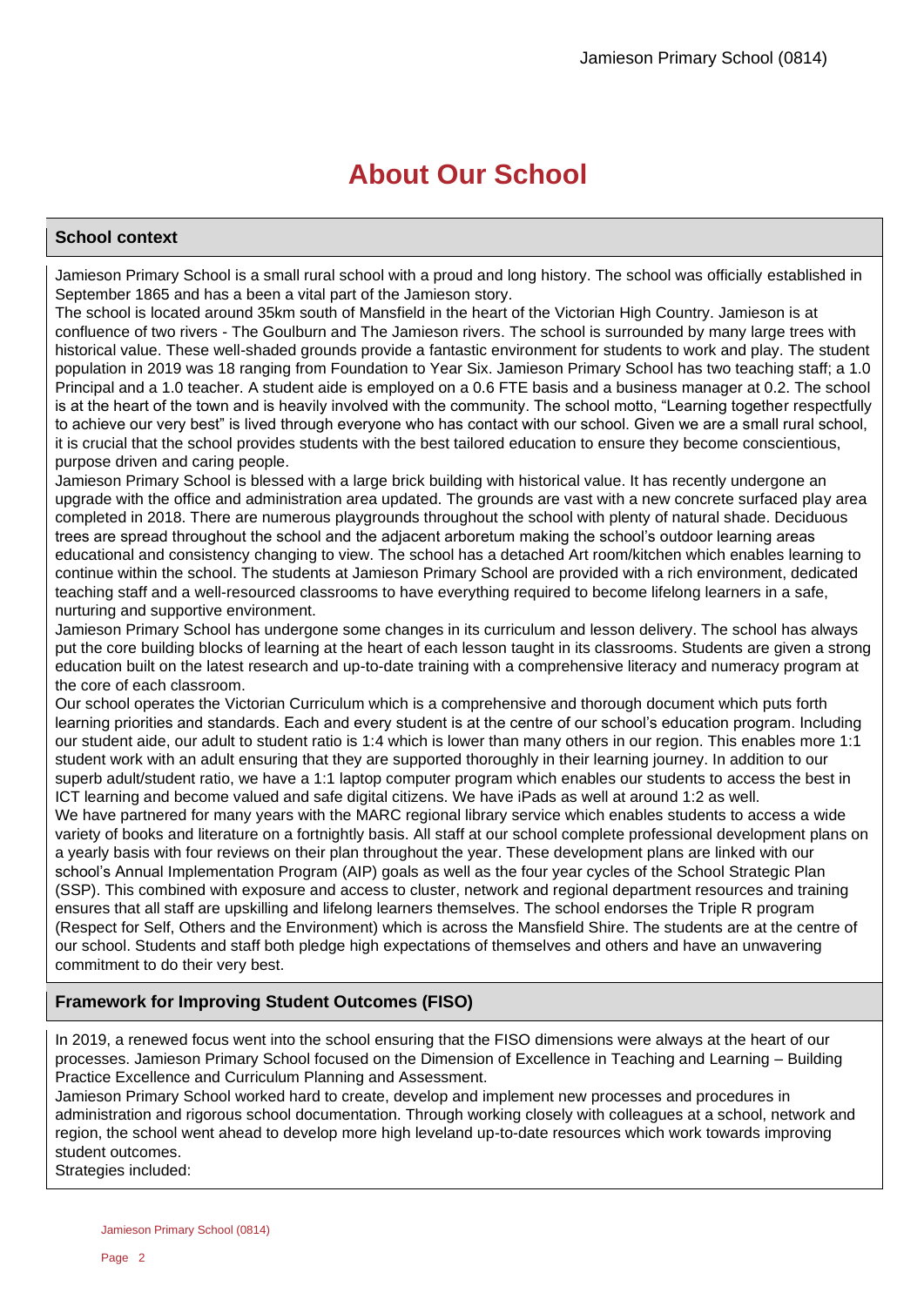# About Our School

## School context

Jamieson Primary School is a small rural school with a proud and long history. The school was officially established in September 1865 and has a been a vital part of the Jamieson story.

The school is located around 35km south of Mansfield in the heart of the Victorian High Country. Jamieson is at confluence of two rivers - The Goulburn and The Jamieson rivers. The school is surrounded by many large trees with historical value. These well-shaded grounds provide a fantastic environment for students to work and play. The student population in 2019 was 18 ranging from Foundation to Year Six. Jamieson Primary School has two teaching staff; a 1.0 Principal and a 1.0 teacher. A student aide is employed on a 0.6 FTE basis and a business manager at 0.2. The school is at the heart of the town and is heavily involved with the community. The school motto, "Learning together respectfully to achieve our very best" is lived through everyone who has contact with our school. Given we are a small rural school, it is crucial that the school provides students with the best tailored education to ensure they become conscientious, purpose driven and caring people.

Jamieson Primary School is blessed with a large brick building with historical value. It has recently undergone an upgrade with the office and administration area updated. The grounds are vast with a new concrete surfaced play area completed in 2018. There are numerous playgrounds throughout the school with plenty of natural shade. Deciduous trees are spread throughout the school and the adjacent arboretum making the school's outdoor learning areas educational and consistency changing to view. The school has a detached Art room/kitchen which enables learning to continue within the school. The students at Jamieson Primary School are provided with a rich environment, dedicated teaching staff and a well-resourced classrooms to have everything required to become lifelong learners in a safe, nurturing and supportive environment.

Jamieson Primary School has undergone some changes in its curriculum and lesson delivery. The school has always put the core building blocks of learning at the heart of each lesson taught in its classrooms. Students are given a strong education built on the latest research and up-to-date training with a comprehensive literacy and numeracy program at the core of each classroom.

Our school operates the Victorian Curriculum which is a comprehensive and thorough document which puts forth learning priorities and standards. Each and every student is at the centre of our school's education program. Including our student aide, our adult to student ratio is 1:4 which is lower than many others in our region. This enables more 1:1 student work with an adult ensuring that they are supported thoroughly in their learning journey. In addition to our superb adult/student ratio, we have a 1:1 laptop computer program which enables our students to access the best in ICT learning and become valued and safe digital citizens. We have iPads as well at around 1:2 as well.

We have partnered for many years with the MARC regional library service which enables students to access a wide variety of books and literature on a fortnightly basis. All staff at our school complete professional development plans on a yearly basis with four reviews on their plan throughout the year. These development plans are linked with our school's Annual Implementation Program (AIP) goals as well as the four year cycles of the School Strategic Plan (SSP). This combined with exposure and access to cluster, network and regional department resources and training ensures that all staff are upskilling and lifelong learners themselves. The school endorses the Triple R program (Respect for Self, Others and the Environment) which is across the Mansfield Shire. The students are at the centre of our school. Students and staff both pledge high expectations of themselves and others and have an unwavering commitment to do their very best.

## Framework for Improving Student Outcomes (FISO)

In 2019, a renewed focus went into the school ensuring that the FISO dimensions were always at the heart of our processes. Jamieson Primary School focused on the Dimension of Excellence in Teaching and Learning – Building Practice Excellence and Curriculum Planning and Assessment.

Jamieson Primary School worked hard to create, develop and implement new processes and procedures in administration and rigorous school documentation. Through working closely with colleagues at a school, network and region, the school went ahead to develop more high leveland up-to-date resources which work towards improving student outcomes.

Strategies included: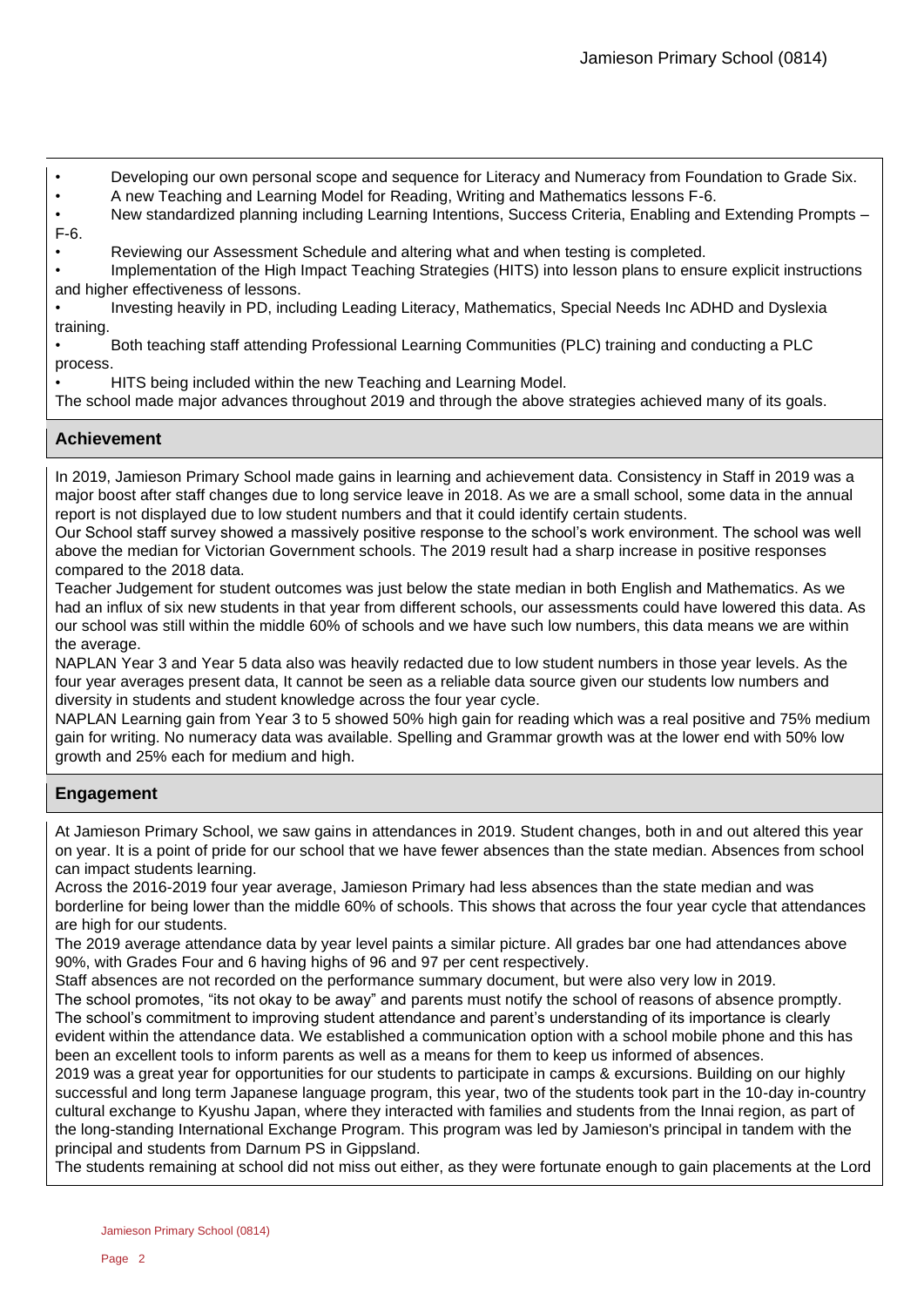- Developing our own personal scope and sequence for Literacy and Numeracy from Foundation to Grade Six.
- A new Teaching and Learning Model for Reading, Writing and Mathematics lessons F-6.
- New standardized planning including Learning Intentions, Success Criteria, Enabling and Extending Prompts – F-6.
- Reviewing our Assessment Schedule and altering what and when testing is completed.
- Implementation of the High Impact Teaching Strategies (HITS) into lesson plans to ensure explicit instructions and higher effectiveness of lessons.
- Investing heavily in PD, including Leading Literacy, Mathematics, Special Needs Inc ADHD and Dyslexia training.
- Both teaching staff attending Professional Learning Communities (PLC) training and conducting a PLC process.
- HITS being included within the new Teaching and Learning Model.

The school made major advances throughout 2019 and through the above strategies achieved many of its goals.

## Achievement

In 2019, Jamieson Primary School made gains in learning and achievement data. Consistency in Staff in 2019 was a major boost after staff changes due to long service leave in 2018. As we are a small school, some data in the annual report is not displayed due to low student numbers and that it could identify certain students.

Our School staff survey showed a massively positive response to the school's work environment. The school was well above the median for Victorian Government schools. The 2019 result had a sharp increase in positive responses compared to the 2018 data.

Teacher Judgement for student outcomes was just below the state median in both English and Mathematics. As we had an influx of six new students in that year from different schools, our assessments could have lowered this data. As our school was still within the middle 60% of schools and we have such low numbers, this data means we are within the average.

NAPLAN Year 3 and Year 5 data also was heavily redacted due to low student numbers in those year levels. As the four year averages present data, It cannot be seen as a reliable data source given our students low numbers and diversity in students and student knowledge across the four year cycle.

NAPLAN Learning gain from Year 3 to 5 showed 50% high gain for reading which was a real positive and 75% medium gain for writing. No numeracy data was available. Spelling and Grammar growth was at the lower end with 50% low growth and 25% each for medium and high.

## Engagement

At Jamieson Primary School, we saw gains in attendances in 2019. Student changes, both in and out altered this year on year. It is a point of pride for our school that we have fewer absences than the state median. Absences from school can impact students learning.

Across the 2016-2019 four year average, Jamieson Primary had less absences than the state median and was borderline for being lower than the middle 60% of schools. This shows that across the four year cycle that attendances are high for our students.

The 2019 average attendance data by year level paints a similar picture. All grades bar one had attendances above 90%, with Grades Four and 6 having highs of 96 and 97 per cent respectively.

Staff absences are not recorded on the performance summary document, but were also very low in 2019.

The school promotes, "its not okay to be away" and parents must notify the school of reasons of absence promptly. The school's commitment to improving student attendance and parent's understanding of its importance is clearly evident within the attendance data. We established a communication option with a school mobile phone and this has been an excellent tools to inform parents as well as a means for them to keep us informed of absences.

2019 was a great year for opportunities for our students to participate in camps & excursions. Building on our highly successful and long term Japanese language program, this year, two of the students took part in the 10-day in-country cultural exchange to Kyushu Japan, where they interacted with families and students from the Innai region, as part of the long-standing International Exchange Program. This program was led by Jamieson's principal in tandem with the principal and students from Darnum PS in Gippsland.

The students remaining at school did not miss out either, as they were fortunate enough to gain placements at the Lord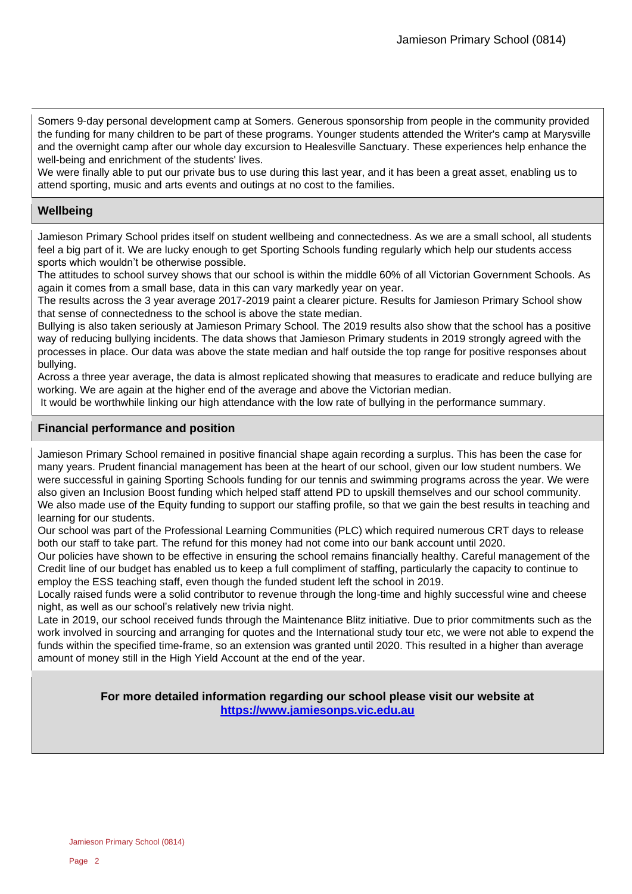Somers 9-day personal development camp at Somers. Generous sponsorship from people in the community provided the funding for many children to be part of these programs. Younger students attended the Writer's camp at Marysville and the overnight camp after our whole day excursion to Healesville Sanctuary. These experiences help enhance the well-being and enrichment of the students' lives.
We were finally able to put our private bus to use during this last year, and it has been a great asset, enabling us to attend sporting, music and arts events and outings at no cost to the families.

## Wellbeing

Jamieson Primary School prides itself on student wellbeing and connectedness. As we are a small school, all students feel a big part of it. We are lucky enough to get Sporting Schools funding regularly which help our students access sports which wouldn't be otherwise possible.
The attitudes to school survey shows that our school is within the middle 60% of all Victorian Government Schools. As again it comes from a small base, data in this can vary markedly year on year.
The results across the 3 year average 2017-2019 paint a clearer picture. Results for Jamieson Primary School show that sense of connectedness to the school is above the state median.
Bullying is also taken seriously at Jamieson Primary School. The 2019 results also show that the school has a positive way of reducing bullying incidents. The data shows that Jamieson Primary students in 2019 strongly agreed with the processes in place. Our data was above the state median and half outside the top range for positive responses about bullying.
Across a three year average, the data is almost replicated showing that measures to eradicate and reduce bullying are working. We are again at the higher end of the average and above the Victorian median.
It would be worthwhile linking our high attendance with the low rate of bullying in the performance summary.

## Financial performance and position

Jamieson Primary School remained in positive financial shape again recording a surplus. This has been the case for many years. Prudent financial management has been at the heart of our school, given our low student numbers. We were successful in gaining Sporting Schools funding for our tennis and swimming programs across the year. We were also given an Inclusion Boost funding which helped staff attend PD to upskill themselves and our school community. We also made use of the Equity funding to support our staffing profile, so that we gain the best results in teaching and learning for our students.
Our school was part of the Professional Learning Communities (PLC) which required numerous CRT days to release both our staff to take part. The refund for this money had not come into our bank account until 2020.
Our policies have shown to be effective in ensuring the school remains financially healthy. Careful management of the Credit line of our budget has enabled us to keep a full compliment of staffing, particularly the capacity to continue to employ the ESS teaching staff, even though the funded student left the school in 2019.
Locally raised funds were a solid contributor to revenue through the long-time and highly successful wine and cheese night, as well as our school's relatively new trivia night.
Late in 2019, our school received funds through the Maintenance Blitz initiative. Due to prior commitments such as the work involved in sourcing and arranging for quotes and the International study tour etc, we were not able to expend the funds within the specified time-frame, so an extension was granted until 2020. This resulted in a higher than average amount of money still in the High Yield Account at the end of the year.

**For more detailed information regarding our school please visit our website at [https://www.jamiesonps.vic.edu.au](https://www.jamiesonps.vic.edu.au)**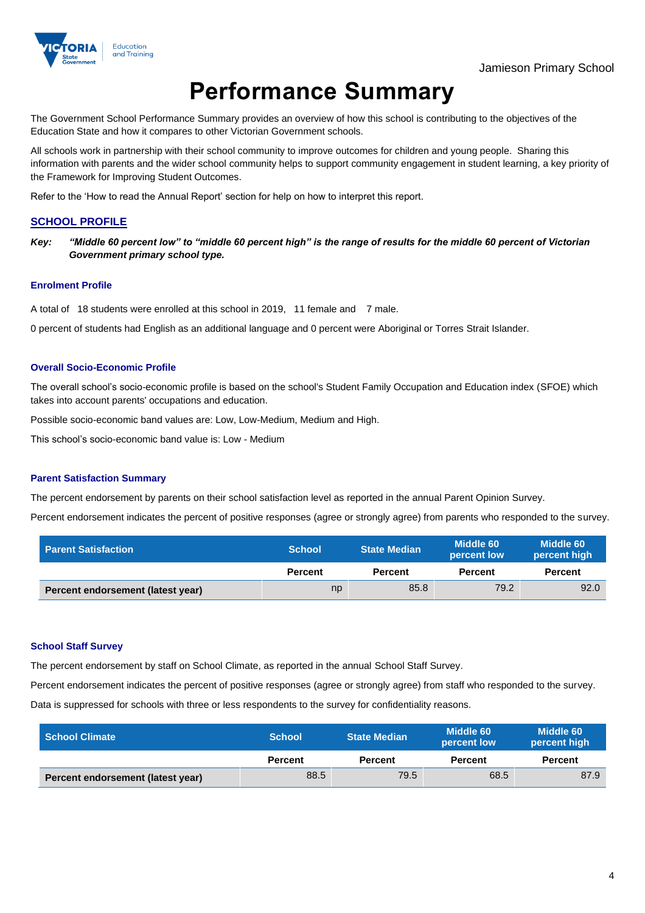Jamieson Primary School

# Performance Summary

The Government School Performance Summary provides an overview of how this school is contributing to the objectives of the Education State and how it compares to other Victorian Government schools.

All schools work in partnership with their school community to improve outcomes for children and young people. Sharing this information with parents and the wider school community helps to support community engagement in student learning, a key priority of the Framework for Improving Student Outcomes.

Refer to the 'How to read the Annual Report' section for help on how to interpret this report.

## SCHOOL PROFILE

***Key:*** ***"Middle 60 percent low" to "middle 60 percent high" is the range of results for the middle 60 percent of Victorian Government primary school type.***

### Enrolment Profile

A total of 18 students were enrolled at this school in 2019, 11 female and 7 male.

0 percent of students had English as an additional language and 0 percent were Aboriginal or Torres Strait Islander.

### Overall Socio-Economic Profile

The overall school's socio-economic profile is based on the school's Student Family Occupation and Education index (SFOE) which takes into account parents' occupations and education.

Possible socio-economic band values are: Low, Low-Medium, Medium and High.

This school's socio-economic band value is: Low - Medium

### Parent Satisfaction Summary

The percent endorsement by parents on their school satisfaction level as reported in the annual Parent Opinion Survey.

Percent endorsement indicates the percent of positive responses (agree or strongly agree) from parents who responded to the survey.

| Parent Satisfaction | School | State Median | Middle 60 percent low | Middle 60 percent high |
|---|---|---|---|---|
| | Percent | Percent | Percent | Percent |
| **Percent endorsement (latest year)** | np | 85.8 | 79.2 | 92.0 |

### School Staff Survey

The percent endorsement by staff on School Climate, as reported in the annual School Staff Survey.

Percent endorsement indicates the percent of positive responses (agree or strongly agree) from staff who responded to the survey.

Data is suppressed for schools with three or less respondents to the survey for confidentiality reasons.

| School Climate | School | State Median | Middle 60 percent low | Middle 60 percent high |
|---|---|---|---|---|
| | Percent | Percent | Percent | Percent |
| **Percent endorsement (latest year)** | 88.5 | 79.5 | 68.5 | 87.9 |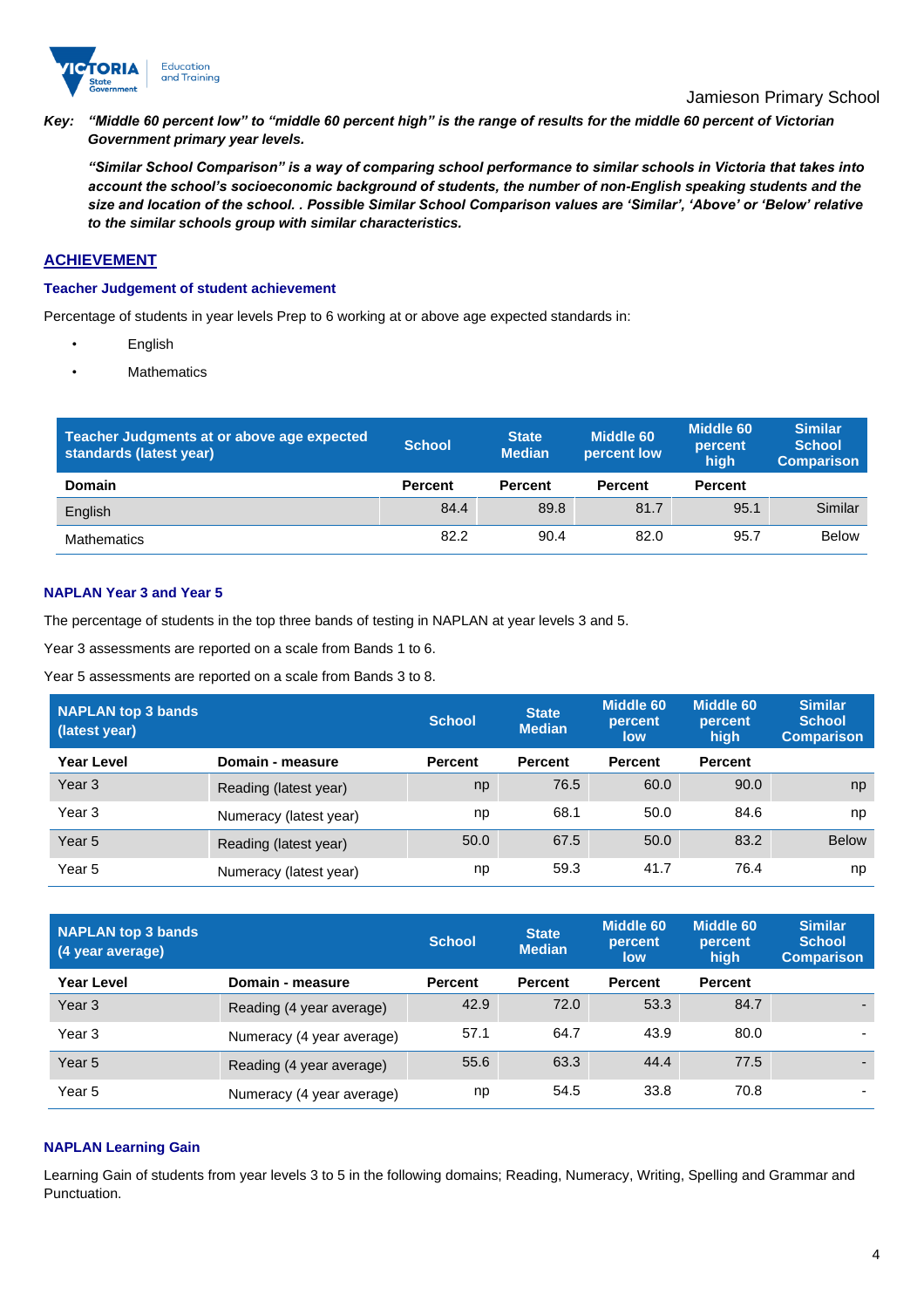***Key:*** ***"Middle 60 percent low" to "middle 60 percent high" is the range of results for the middle 60 percent of Victorian Government primary year levels.***

***"Similar School Comparison" is a way of comparing school performance to similar schools in Victoria that takes into account the school's socioeconomic background of students, the number of non-English speaking students and the size and location of the school. . Possible Similar School Comparison values are 'Similar', 'Above' or 'Below' relative to the similar schools group with similar characteristics.***

## ACHIEVEMENT

### Teacher Judgement of student achievement

Percentage of students in year levels Prep to 6 working at or above age expected standards in:

- English
- Mathematics

| Teacher Judgments at or above age expected standards (latest year) | School | State Median | Middle 60 percent low | Middle 60 percent high | Similar School Comparison |
|---|---|---|---|---|---|
| **Domain** | **Percent** | **Percent** | **Percent** | **Percent** | |
| English | 84.4 | 89.8 | 81.7 | 95.1 | Similar |
| Mathematics | 82.2 | 90.4 | 82.0 | 95.7 | Below |

### NAPLAN Year 3 and Year 5

The percentage of students in the top three bands of testing in NAPLAN at year levels 3 and 5.

Year 3 assessments are reported on a scale from Bands 1 to 6.

Year 5 assessments are reported on a scale from Bands 3 to 8.

| NAPLAN top 3 bands (latest year) | | School | State Median | Middle 60 percent low | Middle 60 percent high | Similar School Comparison |
|---|---|---|---|---|---|---|
| **Year Level** | **Domain - measure** | **Percent** | **Percent** | **Percent** | **Percent** | |
| Year 3 | Reading (latest year) | np | 76.5 | 60.0 | 90.0 | np |
| Year 3 | Numeracy (latest year) | np | 68.1 | 50.0 | 84.6 | np |
| Year 5 | Reading (latest year) | 50.0 | 67.5 | 50.0 | 83.2 | Below |
| Year 5 | Numeracy (latest year) | np | 59.3 | 41.7 | 76.4 | np |

| NAPLAN top 3 bands (4 year average) | | School | State Median | Middle 60 percent low | Middle 60 percent high | Similar School Comparison |
|---|---|---|---|---|---|---|
| **Year Level** | **Domain - measure** | **Percent** | **Percent** | **Percent** | **Percent** | |
| Year 3 | Reading (4 year average) | 42.9 | 72.0 | 53.3 | 84.7 | - |
| Year 3 | Numeracy (4 year average) | 57.1 | 64.7 | 43.9 | 80.0 | - |
| Year 5 | Reading (4 year average) | 55.6 | 63.3 | 44.4 | 77.5 | - |
| Year 5 | Numeracy (4 year average) | np | 54.5 | 33.8 | 70.8 | - |

### NAPLAN Learning Gain

Learning Gain of students from year levels 3 to 5 in the following domains; Reading, Numeracy, Writing, Spelling and Grammar and Punctuation.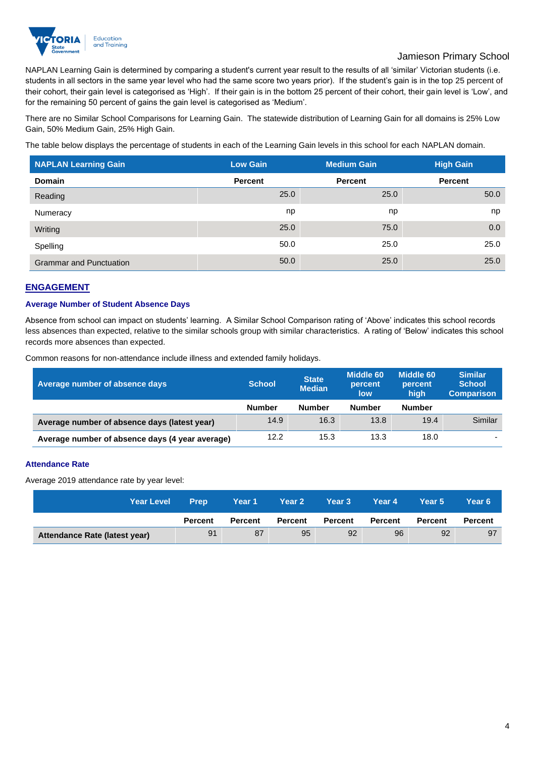NAPLAN Learning Gain is determined by comparing a student's current year result to the results of all 'similar' Victorian students (i.e. students in all sectors in the same year level who had the same score two years prior). If the student's gain is in the top 25 percent of their cohort, their gain level is categorised as 'High'. If their gain is in the bottom 25 percent of their cohort, their gain level is 'Low', and for the remaining 50 percent of gains the gain level is categorised as 'Medium'.

There are no Similar School Comparisons for Learning Gain. The statewide distribution of Learning Gain for all domains is 25% Low Gain, 50% Medium Gain, 25% High Gain.

The table below displays the percentage of students in each of the Learning Gain levels in this school for each NAPLAN domain.

| NAPLAN Learning Gain | Low Gain | Medium Gain | High Gain |
|---|---|---|---|
| **Domain** | **Percent** | **Percent** | **Percent** |
| Reading | 25.0 | 25.0 | 50.0 |
| Numeracy | np | np | np |
| Writing | 25.0 | 75.0 | 0.0 |
| Spelling | 50.0 | 25.0 | 25.0 |
| Grammar and Punctuation | 50.0 | 25.0 | 25.0 |

## ENGAGEMENT

### Average Number of Student Absence Days

Absence from school can impact on students' learning. A Similar School Comparison rating of 'Above' indicates this school records less absences than expected, relative to the similar schools group with similar characteristics. A rating of 'Below' indicates this school records more absences than expected.

Common reasons for non-attendance include illness and extended family holidays.

| Average number of absence days | School | State Median | Middle 60 percent low | Middle 60 percent high | Similar School Comparison |
|---|---|---|---|---|---|
| | **Number** | **Number** | **Number** | **Number** | |
| **Average number of absence days (latest year)** | 14.9 | 16.3 | 13.8 | 19.4 | Similar |
| **Average number of absence days (4 year average)** | 12.2 | 15.3 | 13.3 | 18.0 | - |

### Attendance Rate

Average 2019 attendance rate by year level:

| Year Level | Prep | Year 1 | Year 2 | Year 3 | Year 4 | Year 5 | Year 6 |
|---|---|---|---|---|---|---|---|
| | **Percent** | **Percent** | **Percent** | **Percent** | **Percent** | **Percent** | **Percent** |
| **Attendance Rate (latest year)** | 91 | 87 | 95 | 92 | 96 | 92 | 97 |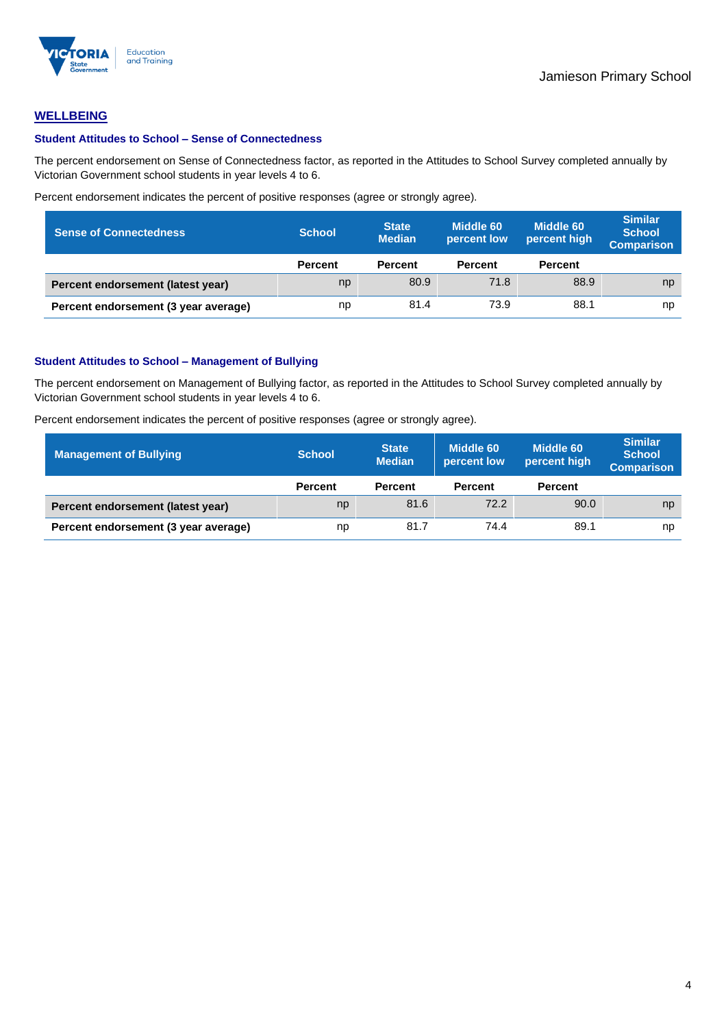## WELLBEING

### Student Attitudes to School – Sense of Connectedness

The percent endorsement on Sense of Connectedness factor, as reported in the Attitudes to School Survey completed annually by Victorian Government school students in year levels 4 to 6.

Percent endorsement indicates the percent of positive responses (agree or strongly agree).

| Sense of Connectedness | School | State Median | Middle 60 percent low | Middle 60 percent high | Similar School Comparison |
|---|---|---|---|---|---|
| | Percent | Percent | Percent | Percent | |
| **Percent endorsement (latest year)** | np | 80.9 | 71.8 | 88.9 | np |
| **Percent endorsement (3 year average)** | np | 81.4 | 73.9 | 88.1 | np |

### Student Attitudes to School – Management of Bullying

The percent endorsement on Management of Bullying factor, as reported in the Attitudes to School Survey completed annually by Victorian Government school students in year levels 4 to 6.

Percent endorsement indicates the percent of positive responses (agree or strongly agree).

| Management of Bullying | School | State Median | Middle 60 percent low | Middle 60 percent high | Similar School Comparison |
|---|---|---|---|---|---|
| | Percent | Percent | Percent | Percent | |
| **Percent endorsement (latest year)** | np | 81.6 | 72.2 | 90.0 | np |
| **Percent endorsement (3 year average)** | np | 81.7 | 74.4 | 89.1 | np |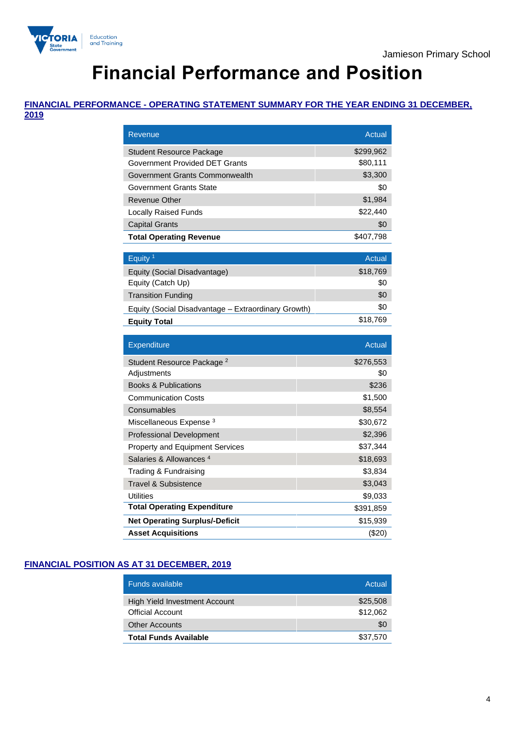Jamieson Primary School

# Financial Performance and Position

## FINANCIAL PERFORMANCE - OPERATING STATEMENT SUMMARY FOR THE YEAR ENDING 31 DECEMBER, 2019

| Revenue | Actual |
|---|---|
| Student Resource Package | $299,962 |
| Government Provided DET Grants | $80,111 |
| Government Grants Commonwealth | $3,300 |
| Government Grants State | $0 |
| Revenue Other | $1,984 |
| Locally Raised Funds | $22,440 |
| Capital Grants | $0 |
| **Total Operating Revenue** | $407,798 |

| Equity [1] | Actual |
|---|---|
| Equity (Social Disadvantage) | $18,769 |
| Equity (Catch Up) | $0 |
| Transition Funding | $0 |
| Equity (Social Disadvantage – Extraordinary Growth) | $0 |
| **Equity Total** | $18,769 |

| Expenditure | Actual |
|---|---|
| Student Resource Package [2] | $276,553 |
| Adjustments | $0 |
| Books & Publications | $236 |
| Communication Costs | $1,500 |
| Consumables | $8,554 |
| Miscellaneous Expense [3] | $30,672 |
| Professional Development | $2,396 |
| Property and Equipment Services | $37,344 |
| Salaries & Allowances [4] | $18,693 |
| Trading & Fundraising | $3,834 |
| Travel & Subsistence | $3,043 |
| Utilities | $9,033 |
| **Total Operating Expenditure** | $391,859 |
| **Net Operating Surplus/-Deficit** | $15,939 |
| **Asset Acquisitions** | ($20) |

## FINANCIAL POSITION AS AT 31 DECEMBER, 2019

| Funds available | Actual |
|---|---|
| High Yield Investment Account | $25,508 |
| Official Account | $12,062 |
| Other Accounts | $0 |
| **Total Funds Available** | $37,570 |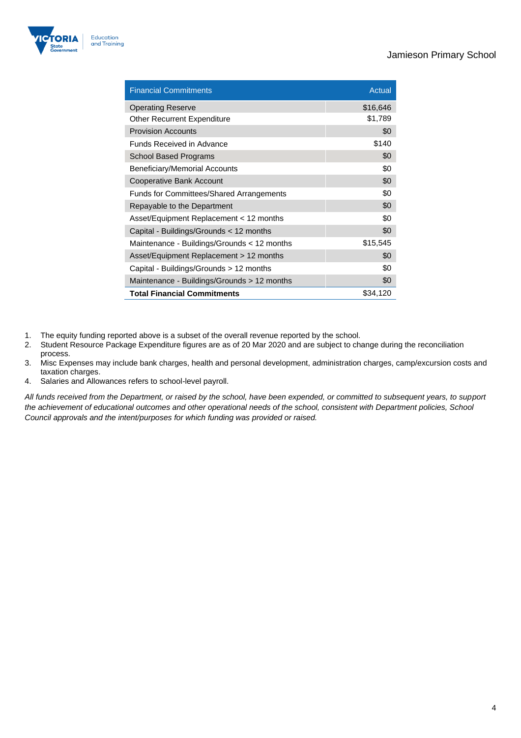| Financial Commitments | Actual |
|---|---|
| Operating Reserve | $16,646 |
| Other Recurrent Expenditure | $1,789 |
| Provision Accounts | $0 |
| Funds Received in Advance | $140 |
| School Based Programs | $0 |
| Beneficiary/Memorial Accounts | $0 |
| Cooperative Bank Account | $0 |
| Funds for Committees/Shared Arrangements | $0 |
| Repayable to the Department | $0 |
| Asset/Equipment Replacement < 12 months | $0 |
| Capital - Buildings/Grounds < 12 months | $0 |
| Maintenance - Buildings/Grounds < 12 months | $15,545 |
| Asset/Equipment Replacement > 12 months | $0 |
| Capital - Buildings/Grounds > 12 months | $0 |
| Maintenance - Buildings/Grounds > 12 months | $0 |
| **Total Financial Commitments** | $34,120 |

1. The equity funding reported above is a subset of the overall revenue reported by the school.
2. Student Resource Package Expenditure figures are as of 20 Mar 2020 and are subject to change during the reconciliation process.
3. Misc Expenses may include bank charges, health and personal development, administration charges, camp/excursion costs and taxation charges.
4. Salaries and Allowances refers to school-level payroll.

*All funds received from the Department, or raised by the school, have been expended, or committed to subsequent years, to support the achievement of educational outcomes and other operational needs of the school, consistent with Department policies, School Council approvals and the intent/purposes for which funding was provided or raised.*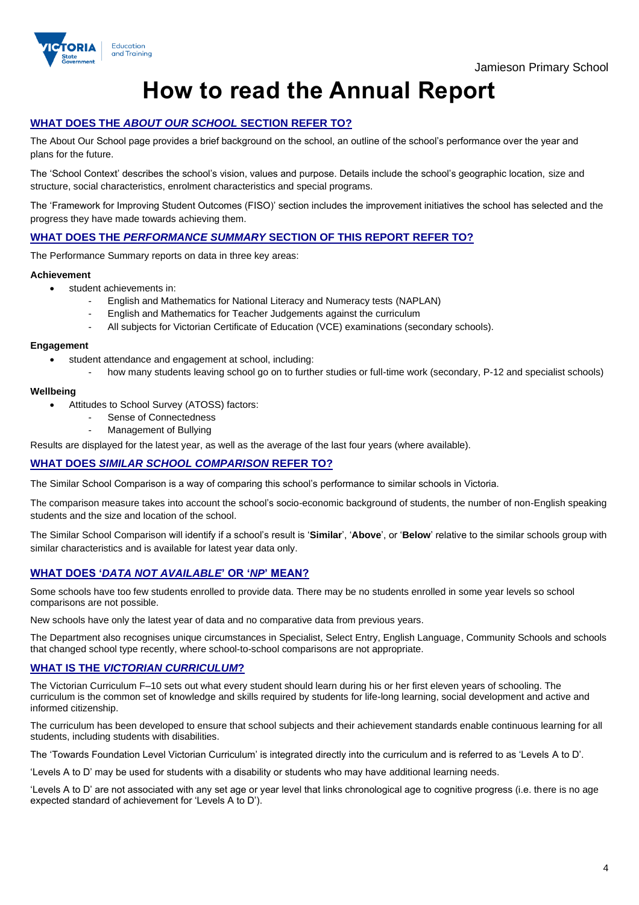# How to read the Annual Report

## WHAT DOES THE *ABOUT OUR SCHOOL* SECTION REFER TO?

The About Our School page provides a brief background on the school, an outline of the school's performance over the year and plans for the future.

The 'School Context' describes the school's vision, values and purpose. Details include the school's geographic location, size and structure, social characteristics, enrolment characteristics and special programs.

The 'Framework for Improving Student Outcomes (FISO)' section includes the improvement initiatives the school has selected and the progress they have made towards achieving them.

## WHAT DOES THE *PERFORMANCE SUMMARY* SECTION OF THIS REPORT REFER TO?

The Performance Summary reports on data in three key areas:

**Achievement**

- student achievements in:
  - English and Mathematics for National Literacy and Numeracy tests (NAPLAN)
  - English and Mathematics for Teacher Judgements against the curriculum
  - All subjects for Victorian Certificate of Education (VCE) examinations (secondary schools).

**Engagement**

- student attendance and engagement at school, including:
  - how many students leaving school go on to further studies or full-time work (secondary, P-12 and specialist schools)

**Wellbeing**

- Attitudes to School Survey (ATOSS) factors:
  - Sense of Connectedness
  - Management of Bullying

Results are displayed for the latest year, as well as the average of the last four years (where available).

## WHAT DOES *SIMILAR SCHOOL COMPARISON* REFER TO?

The Similar School Comparison is a way of comparing this school's performance to similar schools in Victoria.

The comparison measure takes into account the school's socio-economic background of students, the number of non-English speaking students and the size and location of the school.

The Similar School Comparison will identify if a school's result is '**Similar**', '**Above**', or '**Below**' relative to the similar schools group with similar characteristics and is available for latest year data only.

## WHAT DOES '*DATA NOT AVAILABLE*' OR '*NP*' MEAN?

Some schools have too few students enrolled to provide data. There may be no students enrolled in some year levels so school comparisons are not possible.

New schools have only the latest year of data and no comparative data from previous years.

The Department also recognises unique circumstances in Specialist, Select Entry, English Language, Community Schools and schools that changed school type recently, where school-to-school comparisons are not appropriate.

## WHAT IS THE *VICTORIAN CURRICULUM*?

The Victorian Curriculum F–10 sets out what every student should learn during his or her first eleven years of schooling. The curriculum is the common set of knowledge and skills required by students for life-long learning, social development and active and informed citizenship.

The curriculum has been developed to ensure that school subjects and their achievement standards enable continuous learning for all students, including students with disabilities.

The 'Towards Foundation Level Victorian Curriculum' is integrated directly into the curriculum and is referred to as 'Levels A to D'.

'Levels A to D' may be used for students with a disability or students who may have additional learning needs.

'Levels A to D' are not associated with any set age or year level that links chronological age to cognitive progress (i.e. there is no age expected standard of achievement for 'Levels A to D').